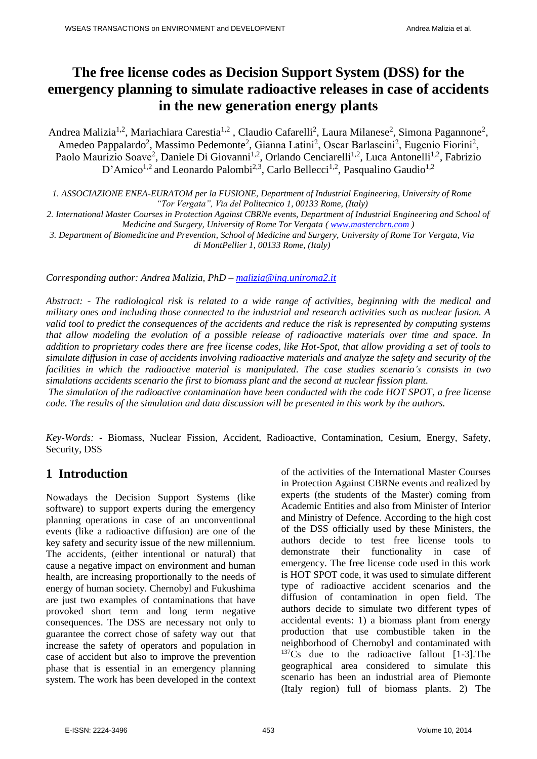# The free license codes as Decision Support System (DSS) for the emergency planning to simulate radioactive releases in case of accidents in the new generation energy plants

Andrea Malizia[1,2], Mariachiara Carestia[1,2] , Claudio Cafarelli[2], Laura Milanese[2], Simona Pagannone[2], Amedeo Pappalardo[2], Massimo Pedemonte[2], Gianna Latini[2], Oscar Barlascini[2], Eugenio Fiorini[2], Paolo Maurizio Soave[2], Daniele Di Giovanni[1,2], Orlando Cenciarelli[1,2], Luca Antonelli[1,2], Fabrizio D'Amico[1,2] and Leonardo Palombi[2,3], Carlo Bellecci[1,2], Pasqualino Gaudio[1,2]

*1. ASSOCIAZIONE ENEA-EURATOM per la FUSIONE, Department of Industrial Engineering, University of Rome "Tor Vergata", Via del Politecnico 1, 00133 Rome, (Italy)*

*2. International Master Courses in Protection Against CBRNe events, Department of Industrial Engineering and School of Medicine and Surgery, University of Rome Tor Vergata ( www.mastercbrn.com )*

*3. Department of Biomedicine and Prevention, School of Medicine and Surgery, University of Rome Tor Vergata, Via di MontPellier 1, 00133 Rome, (Italy)*

*Corresponding author: Andrea Malizia, PhD – malizia@ing.uniroma2.it*

*Abstract: - The radiological risk is related to a wide range of activities, beginning with the medical and military ones and including those connected to the industrial and research activities such as nuclear fusion. A valid tool to predict the consequences of the accidents and reduce the risk is represented by computing systems that allow modeling the evolution of a possible release of radioactive materials over time and space. In addition to proprietary codes there are free license codes, like Hot-Spot, that allow providing a set of tools to simulate diffusion in case of accidents involving radioactive materials and analyze the safety and security of the facilities in which the radioactive material is manipulated. The case studies scenario's consists in two simulations accidents scenario the first to biomass plant and the second at nuclear fission plant.*

*The simulation of the radioactive contamination have been conducted with the code HOT SPOT, a free license code. The results of the simulation and data discussion will be presented in this work by the authors.*

*Key-Words: -* Biomass, Nuclear Fission, Accident, Radioactive, Contamination, Cesium, Energy, Safety, Security, DSS

## 1 Introduction

Nowadays the Decision Support Systems (like software) to support experts during the emergency planning operations in case of an unconventional events (like a radioactive diffusion) are one of the key safety and security issue of the new millennium. The accidents, (either intentional or natural) that cause a negative impact on environment and human health, are increasing proportionally to the needs of energy of human society. Chernobyl and Fukushima are just two examples of contaminations that have provoked short term and long term negative consequences. The DSS are necessary not only to guarantee the correct chose of safety way out that increase the safety of operators and population in case of accident but also to improve the prevention phase that is essential in an emergency planning system. The work has been developed in the context of the activities of the International Master Courses in Protection Against CBRNe events and realized by experts (the students of the Master) coming from Academic Entities and also from Minister of Interior and Ministry of Defence. According to the high cost of the DSS officially used by these Ministers, the authors decide to test free license tools to demonstrate their functionality in case of emergency. The free license code used in this work is HOT SPOT code, it was used to simulate different type of radioactive accident scenarios and the diffusion of contamination in open field. The authors decide to simulate two different types of accidental events: 1) a biomass plant from energy production that use combustible taken in the neighborhood of Chernobyl and contaminated with $^{137}$Cs due to the radioactive fallout [1-3].The geographical area considered to simulate this scenario has been an industrial area of Piemonte (Italy region) full of biomass plants. 2) The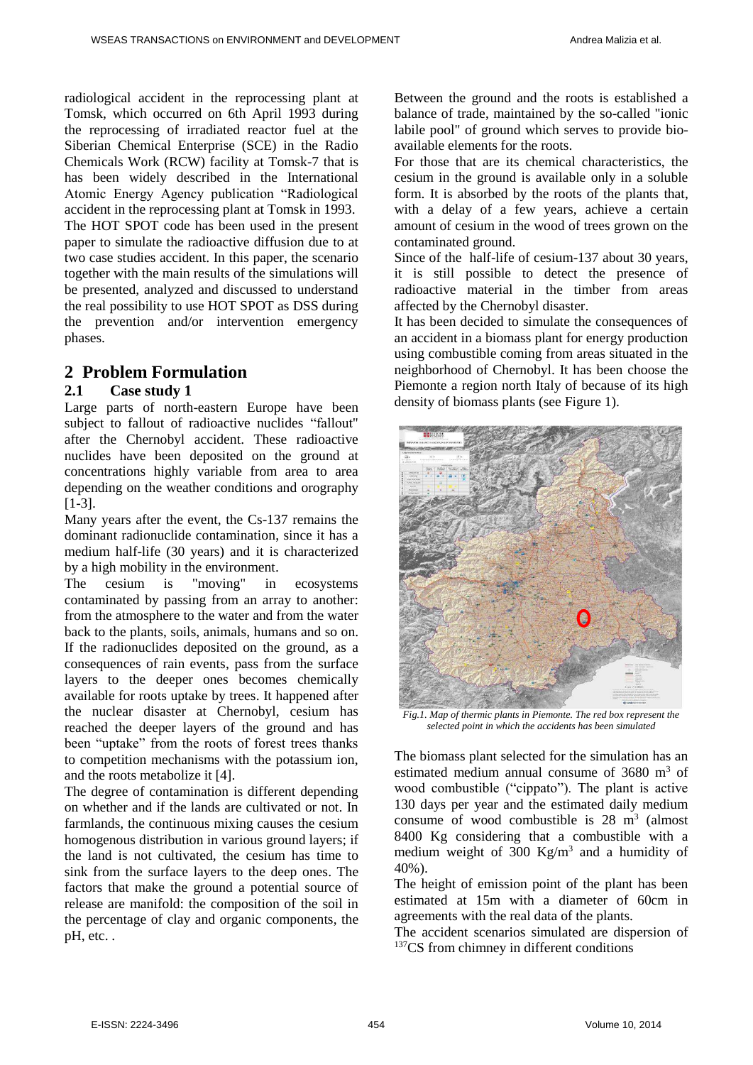radiological accident in the reprocessing plant at Tomsk, which occurred on 6th April 1993 during the reprocessing of irradiated reactor fuel at the Siberian Chemical Enterprise (SCE) in the Radio Chemicals Work (RCW) facility at Tomsk-7 that is has been widely described in the International Atomic Energy Agency publication "Radiological accident in the reprocessing plant at Tomsk in 1993.

The HOT SPOT code has been used in the present paper to simulate the radioactive diffusion due to at two case studies accident. In this paper, the scenario together with the main results of the simulations will be presented, analyzed and discussed to understand the real possibility to use HOT SPOT as DSS during the prevention and/or intervention emergency phases.

## 2 Problem Formulation

### 2.1 Case study 1

Large parts of north-eastern Europe have been subject to fallout of radioactive nuclides "fallout" after the Chernobyl accident. These radioactive nuclides have been deposited on the ground at concentrations highly variable from area to area depending on the weather conditions and orography [1-3].

Many years after the event, the Cs-137 remains the dominant radionuclide contamination, since it has a medium half-life (30 years) and it is characterized by a high mobility in the environment.

The cesium is "moving" in ecosystems contaminated by passing from an array to another: from the atmosphere to the water and from the water back to the plants, soils, animals, humans and so on. If the radionuclides deposited on the ground, as a consequences of rain events, pass from the surface layers to the deeper ones becomes chemically available for roots uptake by trees. It happened after the nuclear disaster at Chernobyl, cesium has reached the deeper layers of the ground and has been "uptake" from the roots of forest trees thanks to competition mechanisms with the potassium ion, and the roots metabolize it [4].

The degree of contamination is different depending on whether and if the lands are cultivated or not. In farmlands, the continuous mixing causes the cesium homogenous distribution in various ground layers; if the land is not cultivated, the cesium has time to sink from the surface layers to the deep ones. The factors that make the ground a potential source of release are manifold: the composition of the soil in the percentage of clay and organic components, the pH, etc. .

Between the ground and the roots is established a balance of trade, maintained by the so-called "ionic labile pool" of ground which serves to provide bio-available elements for the roots.

For those that are its chemical characteristics, the cesium in the ground is available only in a soluble form. It is absorbed by the roots of the plants that, with a delay of a few years, achieve a certain amount of cesium in the wood of trees grown on the contaminated ground.

Since of the half-life of cesium-137 about 30 years, it is still possible to detect the presence of radioactive material in the timber from areas affected by the Chernobyl disaster.

It has been decided to simulate the consequences of an accident in a biomass plant for energy production using combustible coming from areas situated in the neighborhood of Chernobyl. It has been choose the Piemonte a region north Italy of because of its high density of biomass plants (see Figure 1).

*Fig.1. Map of thermic plants in Piemonte. The red box represent the selected point in which the accidents has been simulated*

The biomass plant selected for the simulation has an estimated medium annual consume of 3680 $m^3$ of wood combustible ("cippato"). The plant is active 130 days per year and the estimated daily medium consume of wood combustible is 28 $m^3$ (almost 8400 Kg considering that a combustible with a medium weight of 300 $Kg/m^3$ and a humidity of 40%).

The height of emission point of the plant has been estimated at 15m with a diameter of 60cm in agreements with the real data of the plants.

The accident scenarios simulated are dispersion of $^{137}$CS from chimney in different conditions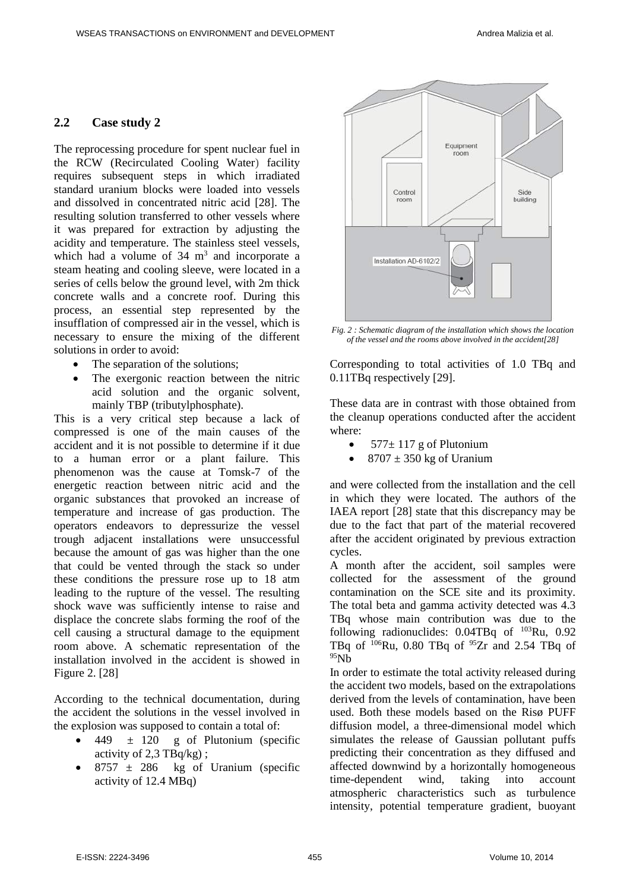## 2.2 Case study 2

The reprocessing procedure for spent nuclear fuel in the RCW (Recirculated Cooling Water) facility requires subsequent steps in which irradiated standard uranium blocks were loaded into vessels and dissolved in concentrated nitric acid [28]. The resulting solution transferred to other vessels where it was prepared for extraction by adjusting the acidity and temperature. The stainless steel vessels, which had a volume of 34 $m^3$ and incorporate a steam heating and cooling sleeve, were located in a series of cells below the ground level, with 2m thick concrete walls and a concrete roof. During this process, an essential step represented by the insufflation of compressed air in the vessel, which is necessary to ensure the mixing of the different solutions in order to avoid:

- The separation of the solutions;
- The exergonic reaction between the nitric acid solution and the organic solvent, mainly TBP (tributylphosphate).

This is a very critical step because a lack of compressed is one of the main causes of the accident and it is not possible to determine if it due to a human error or a plant failure. This phenomenon was the cause at Tomsk-7 of the energetic reaction between nitric acid and the organic substances that provoked an increase of temperature and increase of gas production. The operators endeavors to depressurize the vessel trough adjacent installations were unsuccessful because the amount of gas was higher than the one that could be vented through the stack so under these conditions the pressure rose up to 18 atm leading to the rupture of the vessel. The resulting shock wave was sufficiently intense to raise and displace the concrete slabs forming the roof of the cell causing a structural damage to the equipment room above. A schematic representation of the installation involved in the accident is showed in Figure 2. [28]

According to the technical documentation, during the accident the solutions in the vessel involved in the explosion was supposed to contain a total of:

- 449 ± 120 g of Plutonium (specific activity of 2,3 TBq/kg) ;
- 8757 ± 286 kg of Uranium (specific activity of 12.4 MBq)

*Fig. 2 : Schematic diagram of the installation which shows the location of the vessel and the rooms above involved in the accident[28]*

Corresponding to total activities of 1.0 TBq and 0.11TBq respectively [29].

These data are in contrast with those obtained from the cleanup operations conducted after the accident where:

- 577± 117 g of Plutonium
- 8707 ± 350 kg of Uranium

and were collected from the installation and the cell in which they were located. The authors of the IAEA report [28] state that this discrepancy may be due to the fact that part of the material recovered after the accident originated by previous extraction cycles.

A month after the accident, soil samples were collected for the assessment of the ground contamination on the SCE site and its proximity. The total beta and gamma activity detected was 4.3 TBq whose main contribution was due to the following radionuclides: 0.04TBq of $^{103}$Ru, 0.92 TBq of $^{106}$Ru, 0.80 TBq of $^{95}$Zr and 2.54 TBq of $^{95}$Nb

In order to estimate the total activity released during the accident two models, based on the extrapolations derived from the levels of contamination, have been used. Both these models based on the Risø PUFF diffusion model, a three-dimensional model which simulates the release of Gaussian pollutant puffs predicting their concentration as they diffused and affected downwind by a horizontally homogeneous time-dependent wind, taking into account atmospheric characteristics such as turbulence intensity, potential temperature gradient, buoyant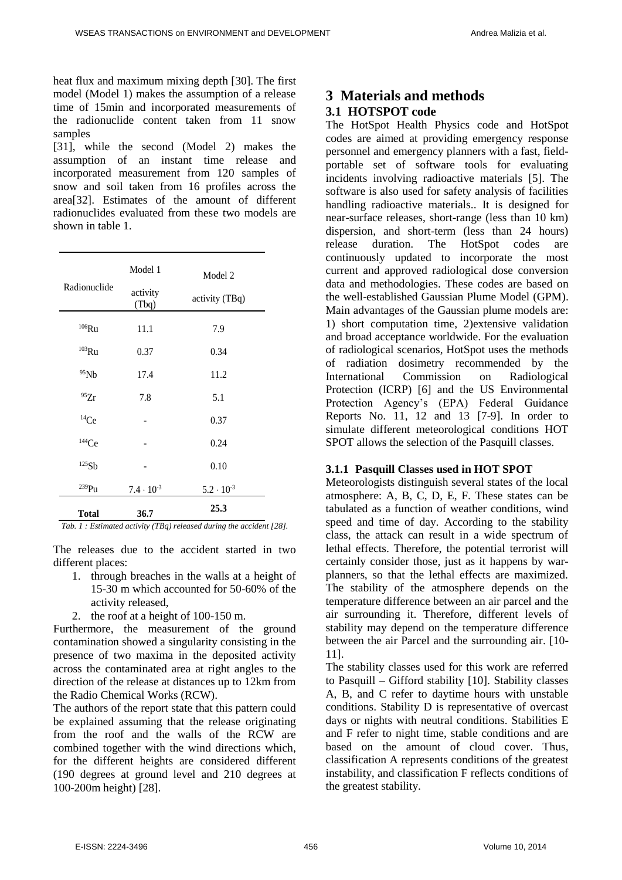heat flux and maximum mixing depth [30]. The first model (Model 1) makes the assumption of a release time of 15min and incorporated measurements of the radionuclide content taken from 11 snow samples [31], while the second (Model 2) makes the assumption of an instant time release and incorporated measurement from 120 samples of snow and soil taken from 16 profiles across the area[32]. Estimates of the amount of different radionuclides evaluated from these two models are shown in table 1.

| Radionuclide | Model 1 activity (Tbq) | Model 2 activity (TBq) |
|---|---|---|
| $^{106}$Ru | 11.1 | 7.9 |
| $^{103}$Ru | 0.37 | 0.34 |
| $^{95}$Nb | 17.4 | 11.2 |
| $^{95}$Zr | 7.8 | 5.1 |
| $^{14}$Ce | - | 0.37 |
| $^{144}$Ce | - | 0.24 |
| $^{125}$Sb | - | 0.10 |
| $^{239}$Pu | $7.4 \cdot 10^{-3}$ | $5.2 \cdot 10^{-3}$ |
| **Total** | **36.7** | **25.3** |

*Tab. 1 : Estimated activity (TBq) released during the accident [28].*

The releases due to the accident started in two different places:

1. through breaches in the walls at a height of 15-30 m which accounted for 50-60% of the activity released,
2. the roof at a height of 100-150 m.

Furthermore, the measurement of the ground contamination showed a singularity consisting in the presence of two maxima in the deposited activity across the contaminated area at right angles to the direction of the release at distances up to 12km from the Radio Chemical Works (RCW).

The authors of the report state that this pattern could be explained assuming that the release originating from the roof and the walls of the RCW are combined together with the wind directions which, for the different heights are considered different (190 degrees at ground level and 210 degrees at 100-200m height) [28].

# 3 Materials and methods

## 3.1 HOTSPOT code

The HotSpot Health Physics code and HotSpot codes are aimed at providing emergency response personnel and emergency planners with a fast, field-portable set of software tools for evaluating incidents involving radioactive materials [5]. The software is also used for safety analysis of facilities handling radioactive materials.. It is designed for near-surface releases, short-range (less than 10 km) dispersion, and short-term (less than 24 hours) release duration. The HotSpot codes are continuously updated to incorporate the most current and approved radiological dose conversion data and methodologies. These codes are based on the well-established Gaussian Plume Model (GPM). Main advantages of the Gaussian plume models are: 1) short computation time, 2)extensive validation and broad acceptance worldwide. For the evaluation of radiological scenarios, HotSpot uses the methods of radiation dosimetry recommended by the International Commission on Radiological Protection (ICRP) [6] and the US Environmental Protection Agency's (EPA) Federal Guidance Reports No. 11, 12 and 13 [7-9]. In order to simulate different meteorological conditions HOT SPOT allows the selection of the Pasquill classes.

### 3.1.1 Pasquill Classes used in HOT SPOT

Meteorologists distinguish several states of the local atmosphere: A, B, C, D, E, F. These states can be tabulated as a function of weather conditions, wind speed and time of day. According to the stability class, the attack can result in a wide spectrum of lethal effects. Therefore, the potential terrorist will certainly consider those, just as it happens by war-planners, so that the lethal effects are maximized. The stability of the atmosphere depends on the temperature difference between an air parcel and the air surrounding it. Therefore, different levels of stability may depend on the temperature difference between the air Parcel and the surrounding air. [10-11].

The stability classes used for this work are referred to Pasquill – Gifford stability [10]. Stability classes A, B, and C refer to daytime hours with unstable conditions. Stability D is representative of overcast days or nights with neutral conditions. Stabilities E and F refer to night time, stable conditions and are based on the amount of cloud cover. Thus, classification A represents conditions of the greatest instability, and classification F reflects conditions of the greatest stability.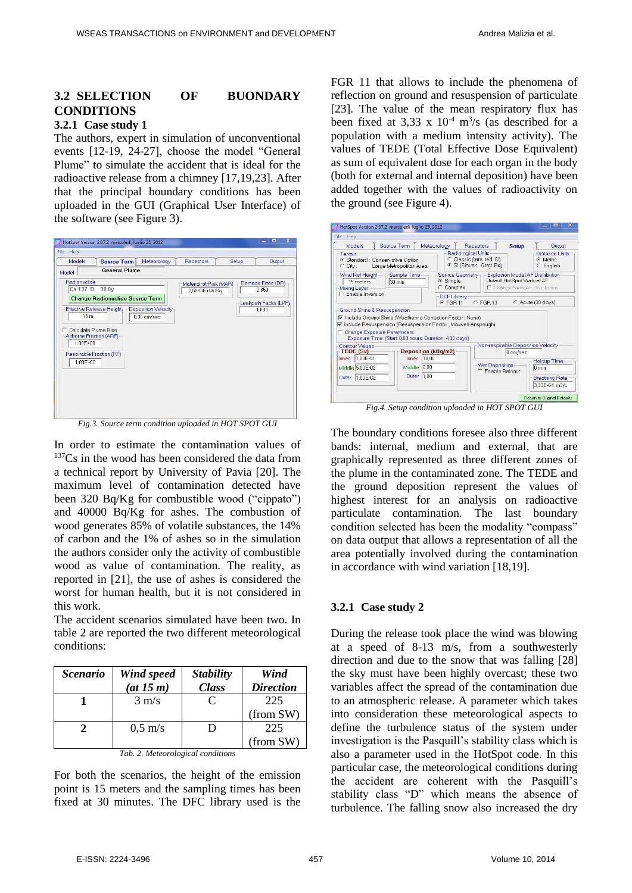### 3.2 SELECTION OF BUONDARY CONDITIONS

#### 3.2.1 Case study 1

The authors, expert in simulation of unconventional events [12-19, 24-27], choose the model "General Plume" to simulate the accident that is ideal for the radioactive release from a chimney [17,19,23]. After that the principal boundary conditions has been uploaded in the GUI (Graphical User Interface) of the software (see Figure 3).

*Fig.3. Source term condition uploaded in HOT SPOT GUI*

In order to estimate the contamination values of $^{137}$Cs in the wood has been considered the data from a technical report by University of Pavia [20]. The maximum level of contamination detected have been 320 Bq/Kg for combustible wood ("cippato") and 40000 Bq/Kg for ashes. The combustion of wood generates 85% of volatile substances, the 14% of carbon and the 1% of ashes so in the simulation the authors consider only the activity of combustible wood as value of contamination. The reality, as reported in [21], the use of ashes is considered the worst for human health, but it is not considered in this work.

The accident scenarios simulated have been two. In table 2 are reported the two different meteorological conditions:

| *Scenario* | *Wind speed (at 15 m)* | *Stability Class* | *Wind Direction* |
|---|---|---|---|
| **1** | 3 m/s | C | 225 (from SW) |
| **2** | 0,5 m/s | D | 225 (from SW) |

*Tab. 2. Meteorological conditions*

For both the scenarios, the height of the emission point is 15 meters and the sampling times has been fixed at 30 minutes. The DFC library used is the FGR 11 that allows to include the phenomena of reflection on ground and resuspension of particulate [23]. The value of the mean respiratory flux has been fixed at 3,33 x $10^{-4}$ $m^3/s$ (as described for a population with a medium intensity activity). The values of TEDE (Total Effective Dose Equivalent) as sum of equivalent dose for each organ in the body (both for external and internal deposition) have been added together with the values of radioactivity on the ground (see Figure 4).

*Fig.4. Setup condition uploaded in HOT SPOT GUI*

The boundary conditions foresee also three different bands: internal, medium and external, that are graphically represented as three different zones of the plume in the contaminated zone. The TEDE and the ground deposition represent the values of highest interest for an analysis on radioactive particulate contamination. The last boundary condition selected has been the modality "compass" on data output that allows a representation of all the area potentially involved during the contamination in accordance with wind variation [18,19].

#### 3.2.1 Case study 2

During the release took place the wind was blowing at a speed of 8-13 m/s, from a southwesterly direction and due to the snow that was falling [28] the sky must have been highly overcast; these two variables affect the spread of the contamination due to an atmospheric release. A parameter which takes into consideration these meteorological aspects to define the turbulence status of the system under investigation is the Pasquill's stability class which is also a parameter used in the HotSpot code. In this particular case, the meteorological conditions during the accident are coherent with the Pasquill's stability class "D" which means the absence of turbulence. The falling snow also increased the dry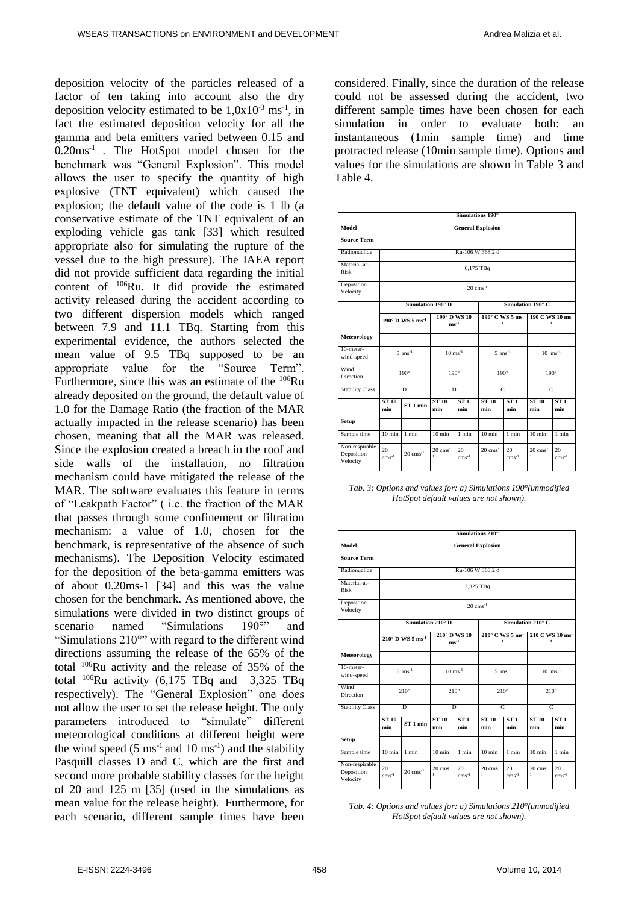deposition velocity of the particles released of a factor of ten taking into account also the dry deposition velocity estimated to be $1,0x10^{-3}$ $ms^{-1}$, in fact the estimated deposition velocity for all the gamma and beta emitters varied between 0.15 and $0.20ms^{-1}$ . The HotSpot model chosen for the benchmark was "General Explosion". This model allows the user to specify the quantity of high explosive (TNT equivalent) which caused the explosion; the default value of the code is 1 lb (a conservative estimate of the TNT equivalent of an exploding vehicle gas tank [33] which resulted appropriate also for simulating the rupture of the vessel due to the high pressure). The IAEA report did not provide sufficient data regarding the initial content of $^{106}$Ru. It did provide the estimated activity released during the accident according to two different dispersion models which ranged between 7.9 and 11.1 TBq. Starting from this experimental evidence, the authors selected the mean value of 9.5 TBq supposed to be an appropriate value for the "Source Term". Furthermore, since this was an estimate of the $^{106}$Ru already deposited on the ground, the default value of 1.0 for the Damage Ratio (the fraction of the MAR actually impacted in the release scenario) has been chosen, meaning that all the MAR was released. Since the explosion created a breach in the roof and side walls of the installation, no filtration mechanism could have mitigated the release of the MAR. The software evaluates this feature in terms of "Leakpath Factor" ( i.e. the fraction of the MAR that passes through some confinement or filtration mechanism: a value of 1.0, chosen for the benchmark, is representative of the absence of such mechanisms). The Deposition Velocity estimated for the deposition of the beta-gamma emitters was of about 0.20ms-1 [34] and this was the value chosen for the benchmark. As mentioned above, the simulations were divided in two distinct groups of scenario named "Simulations 190°" and "Simulations 210°" with regard to the different wind directions assuming the release of the 65% of the total $^{106}$Ru activity and the release of 35% of the total $^{106}$Ru activity (6,175 TBq and 3,325 TBq respectively). The "General Explosion" one does not allow the user to set the release height. The only parameters introduced to "simulate" different meteorological conditions at different height were the wind speed (5 $ms^{-1}$ and 10 $ms^{-1}$) and the stability Pasquill classes D and C, which are the first and second more probable stability classes for the height of 20 and 125 m [35] (used in the simulations as mean value for the release height). Furthermore, for each scenario, different sample times have been considered. Finally, since the duration of the release could not be assessed during the accident, two different sample times have been chosen for each simulation in order to evaluate both: an instantaneous (1min sample time) and time protracted release (10min sample time). Options and values for the simulations are shown in Table 3 and Table 4.

| Simulations 190° | | | | | | | | |
|---|---|---|---|---|---|---|---|---|
| **Model** | **General Explosion** | | | | | | | |
| **Source Term** | | | | | | | | |
| Radionuclide | Ru-106 W 368.2 d | | | | | | | |
| Material-at-Risk | 6,175 TBq | | | | | | | |
| Deposition Velocity | 20 $cms^{-1}$ | | | | | | | |
| | **Simulation 190° D** | | | | **Simulation 190° C** | | | |
| | **190° D WS 5 $ms^{-1}$** | | **190° D WS 10 $ms^{-1}$** | | **190° C WS 5 $ms^{-1}$** | | **190 C WS 10 $ms^{-1}$** | |
| **Meteorology** | | | | | | | | |
| 10-meter-wind-speed | 5 $ms^{-1}$ | | 10 $ms^{-1}$ | | 5 $ms^{-1}$ | | 10 $ms^{-1}$ | |
| Wind Direction | 190° | | 190° | | 190° | | 190° | |
| Stability Class | D | | D | | C | | C | |
| | **ST 10 min** | **ST 1 min** | **ST 10 min** | **ST 1 min** | **ST 10 min** | **ST 1 min** | **ST 10 min** | **ST 1 min** |
| **Setup** | | | | | | | | |
| Sample time | 10 min | 1 min | 10 min | 1 min | 10 min | 1 min | 10 min | 1 min |
| Non-respirable Deposition Velocity | 20 $cms^{-1}$ | 20 $cms^{-1}$ | 20 $cms^{-1}$ | 20 $cms^{-1}$ | 20 $cms^{-1}$ | 20 $cms^{-1}$ | 20 $cms^{-1}$ | 20 $cms^{-1}$ |

*Tab. 3: Options and values for: a) Simulations 190°(unmodified HotSpot default values are not shown).*

| Simulations 210° | | | | | | | | |
|---|---|---|---|---|---|---|---|---|
| **Model** | **General Explosion** | | | | | | | |
| **Source Term** | | | | | | | | |
| Radionuclide | Ru-106 W 368.2 d | | | | | | | |
| Material-at-Risk | 3,325 TBq | | | | | | | |
| Deposition Velocity | 20 $cms^{-1}$ | | | | | | | |
| | **Simulation 210° D** | | | | **Simulation 210° C** | | | |
| | **210° D WS 5 $ms^{-1}$** | | **210° D WS 10 $ms^{-1}$** | | **210° C WS 5 $ms^{-1}$** | | **210 C WS 10 $ms^{-1}$** | |
| **Meteorology** | | | | | | | | |
| 10-meter-wind-speed | 5 $ms^{-1}$ | | 10 $ms^{-1}$ | | 5 $ms^{-1}$ | | 10 $ms^{-1}$ | |
| Wind Direction | 210° | | 210° | | 210° | | 210° | |
| Stability Class | D | | D | | C | | C | |
| | **ST 10 min** | **ST 1 min** | **ST 10 min** | **ST 1 min** | **ST 10 min** | **ST 1 min** | **ST 10 min** | **ST 1 min** |
| **Setup** | | | | | | | | |
| Sample time | 10 min | 1 min | 10 min | 1 min | 10 min | 1 min | 10 min | 1 min |
| Non-respirable Deposition Velocity | 20 $cms^{-1}$ | 20 $cms^{-1}$ | 20 $cms^{-1}$ | 20 $cms^{-1}$ | 20 $cms^{-1}$ | 20 $cms^{-1}$ | 20 $cms^{-1}$ | 20 $cms^{-1}$ |

*Tab. 4: Options and values for: a) Simulations 210°(unmodified HotSpot default values are not shown).*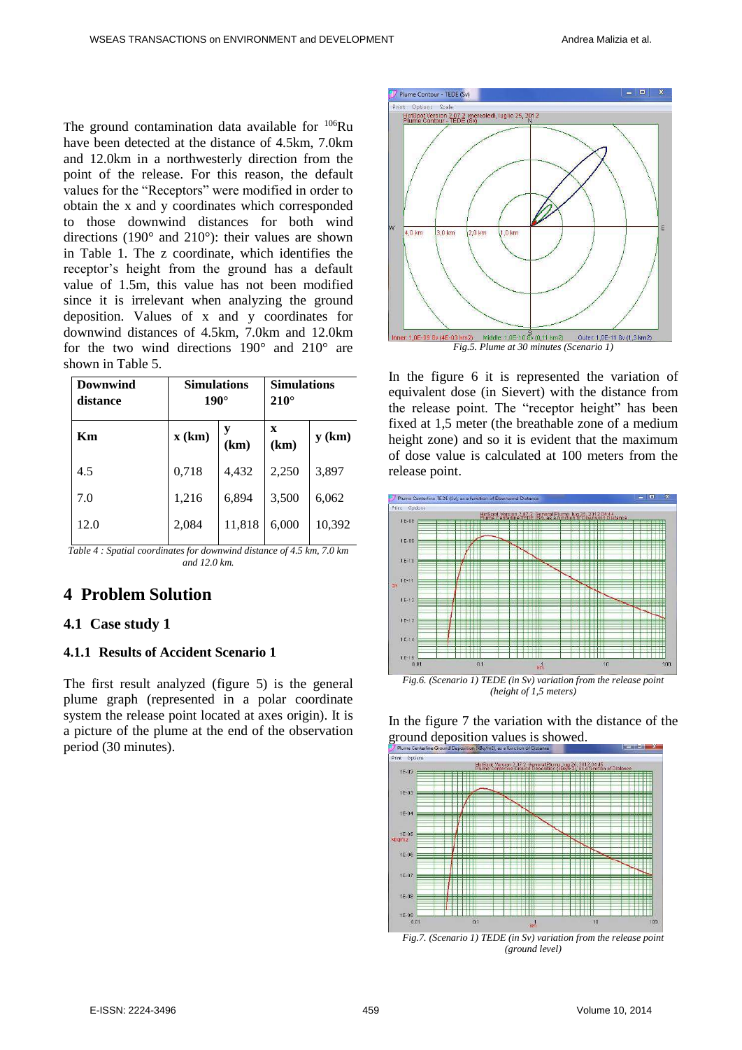The ground contamination data available for $^{106}Ru$ have been detected at the distance of 4.5km, 7.0km and 12.0km in a northwesterly direction from the point of the release. For this reason, the default values for the "Receptors" were modified in order to obtain the x and y coordinates which corresponded to those downwind distances for both wind directions (190° and 210°): their values are shown in Table 1. The z coordinate, which identifies the receptor's height from the ground has a default value of 1.5m, this value has not been modified since it is irrelevant when analyzing the ground deposition. Values of x and y coordinates for downwind distances of 4.5km, 7.0km and 12.0km for the two wind directions 190° and 210° are shown in Table 5.

| Downwind distance | Simulations 190° | | Simulations 210° | |
|---|---|---|---|---|
| Km | x (km) | y (km) | x (km) | y (km) |
| 4.5 | 0,718 | 4,432 | 2,250 | 3,897 |
| 7.0 | 1,216 | 6,894 | 3,500 | 6,062 |
| 12.0 | 2,084 | 11,818 | 6,000 | 10,392 |

*Table 4 : Spatial coordinates for downwind distance of 4.5 km, 7.0 km and 12.0 km.*

# 4 Problem Solution

## 4.1 Case study 1

### 4.1.1 Results of Accident Scenario 1

The first result analyzed (figure 5) is the general plume graph (represented in a polar coordinate system the release point located at axes origin). It is a picture of the plume at the end of the observation period (30 minutes).

*Fig.5. Plume at 30 minutes (Scenario 1)*

In the figure 6 it is represented the variation of equivalent dose (in Sievert) with the distance from the release point. The "receptor height" has been fixed at 1,5 meter (the breathable zone of a medium height zone) and so it is evident that the maximum of dose value is calculated at 100 meters from the release point.

*Fig.6. (Scenario 1) TEDE (in Sv) variation from the release point (height of 1,5 meters)*

In the figure 7 the variation with the distance of the ground deposition values is showed.

*Fig.7. (Scenario 1) TEDE (in Sv) variation from the release point (ground level)*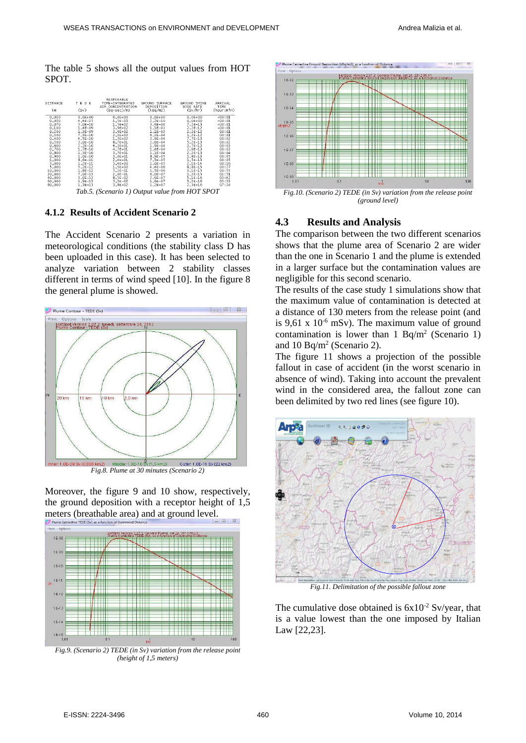The table 5 shows all the output values from HOT SPOT.

| DISTANCE km | T E D E (Sv) | RESPIRABLE TIME-INTEGRATED AIR CONCENTRATION (Bq-sec)/m3 | GROUND SURFACE DEPOSITION (kBq/m2) | GROUND SHINE DOSE RATE (Sv/hr) | ARRIVAL TIME (hour:min) |
|---|---|---|---|---|---|
| 0,010 | 0,0E+00 | 0,0E+00 | 0,0E+00 | 0,0E+00 | <00:01 |
| 0,030 | 4,4E-13 | 1,5E-03 | 2,2E-10 | 0,0E+00 | <00:01 |
| 0,070 | 5,0E-10 | 1,5E+02 | 3,6E-04 | 7,2E-13 | <00:01 |
| 0,100 | 1,4E-09 | 3,9E+02 | 1,1E-03 | 2,2E-12 | <00:01 |
| 0,200 | 1,3E-09 | 3,6E+02 | 1,1E-03 | 2,2E-12 | 00:01 |
| 0,300 | 7,5E-10 | 2,1E+02 | 6,2E-04 | 1,3E-12 | 00:01 |
| 0,400 | 4,5E-10 | 1,3E+02 | 3,9E-04 | 7,7E-13 | 00:02 |
| 0,500 | 3,0E-10 | 8,7E+01 | 2,6E-04 | 5,2E-13 | 00:02 |
| 0,600 | 2,2E-10 | 6,2E+01 | 1,9E-04 | 3,7E-13 | 00:03 |
| 0,700 | 1,7E-10 | 4,7E+01 | 1,4E-04 | 2,8E-13 | 00:03 |
| 0,800 | 1,3E-10 | 3,7E+01 | 1,1E-04 | 2,2E-13 | 00:04 |
| 0,900 | 1,0E-10 | 3,0E+01 | 8,9E-05 | 1,8E-13 | 00:05 |
| 1,000 | 8,6E-11 | 2,4E+01 | 7,3E-05 | 1,5E-13 | 00:05 |
| 3,000 | 1,2E-11 | 3,4E+00 | 1,0E-05 | 2,1E-14 | 00:16 |
| 5,000 | 5,2E-12 | 1,5E+00 | 4,4E-06 | 8,8E-15 | 00:27 |
| 10,000 | 1,8E-12 | 5,2E-01 | 1,5E-06 | 3,1E-15 | 00:55 |
| 20,000 | 7,0E-13 | 2,0E-01 | 6,0E-07 | 1,2E-15 | 01:51 |
| 40,000 | 3,0E-13 | 8,5E-02 | 2,6E-07 | 5,1E-16 | 03:42 |
| 60,000 | 1,9E-13 | 5,3E-02 | 1,6E-07 | 3,2E-16 | 05:33 |
| 80,000 | 1,3E-13 | 3,8E-02 | 1,2E-07 | 2,3E-16 | 07:24 |

Tab.5. (Scenario 1) Output value from HOT SPOT

### 4.1.2 Results of Accident Scenario 2

The Accident Scenario 2 presents a variation in meteorological conditions (the stability class D has been uploaded in this case). It has been selected to analyze variation between 2 stability classes different in terms of wind speed [10]. In the figure 8 the general plume is showed.

Fig.8. Plume at 30 minutes (Scenario 2)

Moreover, the figure 9 and 10 show, respectively, the ground deposition with a receptor height of 1,5 meters (breathable area) and at ground level.

Fig.9. (Scenario 2) TEDE (in Sv) variation from the release point (height of 1,5 meters)

Fig.10. (Scenario 2) TEDE (in Sv) variation from the release point (ground level)

## 4.3 Results and Analysis

The comparison between the two different scenarios shows that the plume area of Scenario 2 are wider than the one in Scenario 1 and the plume is extended in a larger surface but the contamination values are negligible for this second scenario.

The results of the case study 1 simulations show that the maximum value of contamination is detected at a distance of 130 meters from the release point (and is 9,61 x $10^{-6}$ mSv). The maximum value of ground contamination is lower than 1 Bq/m$^2$ (Scenario 1) and 10 Bq/m$^2$ (Scenario 2).

The figure 11 shows a projection of the possible fallout in case of accident (in the worst scenario in absence of wind). Taking into account the prevalent wind in the considered area, the fallout zone can been delimited by two red lines (see figure 10).

Fig.11. Delimitation of the possible fallout zone

The cumulative dose obtained is 6x$10^{-2}$ Sv/year, that is a value lowest than the one imposed by Italian Law [22,23].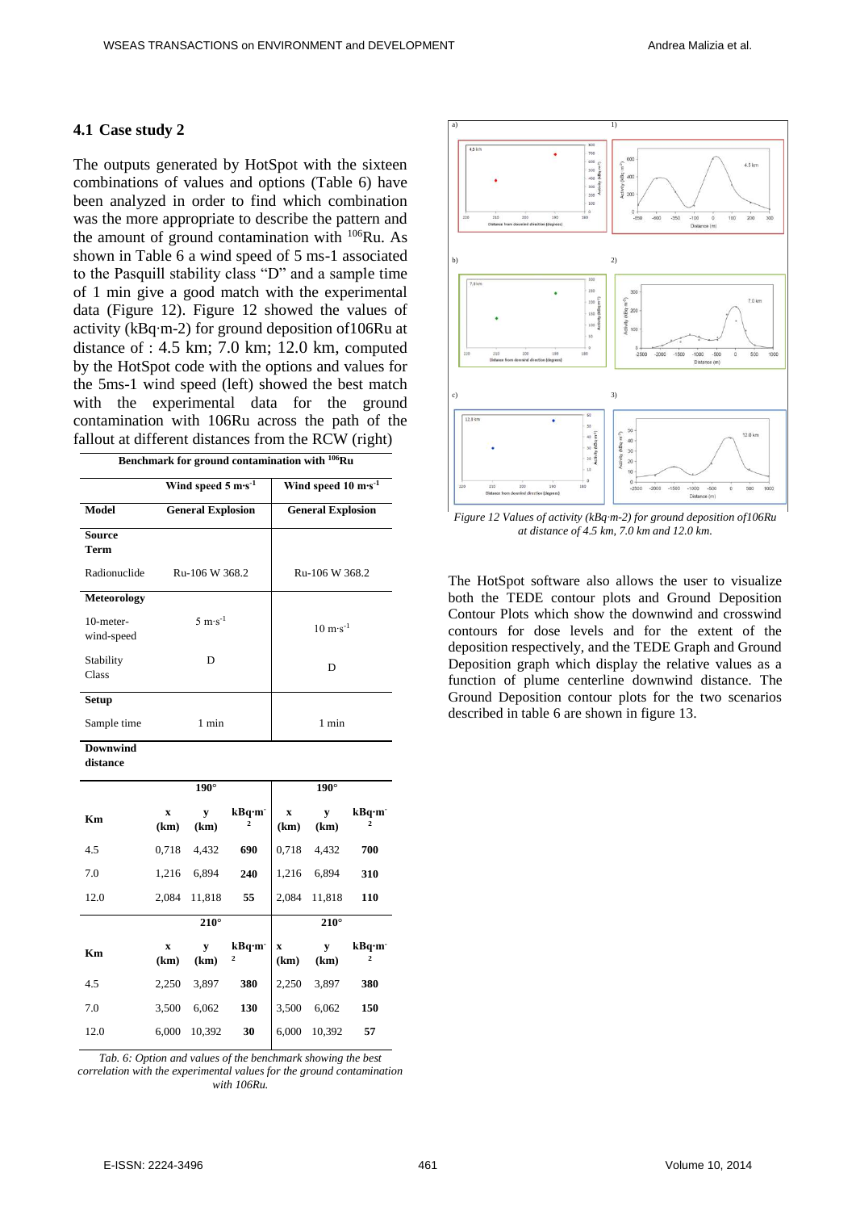### 4.1 Case study 2

The outputs generated by HotSpot with the sixteen combinations of values and options (Table 6) have been analyzed in order to find which combination was the more appropriate to describe the pattern and the amount of ground contamination with $^{106}$Ru. As shown in Table 6 a wind speed of 5 ms-1 associated to the Pasquill stability class "D" and a sample time of 1 min give a good match with the experimental data (Figure 12). Figure 12 showed the values of activity (kBq·m-2) for ground deposition of106Ru at distance of : 4.5 km; 7.0 km; 12.0 km, computed by the HotSpot code with the options and values for the 5ms-1 wind speed (left) showed the best match with the experimental data for the ground contamination with 106Ru across the path of the fallout at different distances from the RCW (right)

| Benchmark for ground contamination with $^{106}$Ru | | | | | | |
|---|---|---|---|---|---|---|
| | Wind speed 5 $m·s^{-1}$ | | | Wind speed 10 $m·s^{-1}$ | | |
| **Model** | **General Explosion** | | | **General Explosion** | | |
| **Source Term** | | | | | | |
| Radionuclide | Ru-106 W 368.2 | | | Ru-106 W 368.2 | | |
| **Meteorology** | | | | | | |
| 10-meter-wind-speed | 5 $m·s^{-1}$ | | | 10 $m·s^{-1}$ | | |
| Stability Class | D | | | D | | |
| **Setup** | | | | | | |
| Sample time | 1 min | | | 1 min | | |
| **Downwind distance** | | | | | | |
| | **190°** | | | **190°** | | |
| **Km** | **x (km)** | **y (km)** | **kBq·m$^{-2}$** | **x (km)** | **y (km)** | **kBq·m$^{-2}$** |
| 4.5 | 0,718 | 4,432 | **690** | 0,718 | 4,432 | **700** |
| 7.0 | 1,216 | 6,894 | **240** | 1,216 | 6,894 | **310** |
| 12.0 | 2,084 | 11,818 | **55** | 2,084 | 11,818 | **110** |
| | **210°** | | | **210°** | | |
| **Km** | **x (km)** | **y (km)** | **kBq·m$^{-2}$** | **x (km)** | **y (km)** | **kBq·m$^{-2}$** |
| 4.5 | 2,250 | 3,897 | **380** | 2,250 | 3,897 | **380** |
| 7.0 | 3,500 | 6,062 | **130** | 3,500 | 6,062 | **150** |
| 12.0 | 6,000 | 10,392 | **30** | 6,000 | 10,392 | **57** |

*Tab. 6: Option and values of the benchmark showing the best correlation with the experimental values for the ground contamination with 106Ru.*

*Figure 12 Values of activity (kBq·m-2) for ground deposition of106Ru at distance of 4.5 km, 7.0 km and 12.0 km.*

The HotSpot software also allows the user to visualize both the TEDE contour plots and Ground Deposition Contour Plots which show the downwind and crosswind contours for dose levels and for the extent of the deposition respectively, and the TEDE Graph and Ground Deposition graph which display the relative values as a function of plume centerline downwind distance. The Ground Deposition contour plots for the two scenarios described in table 6 are shown in figure 13.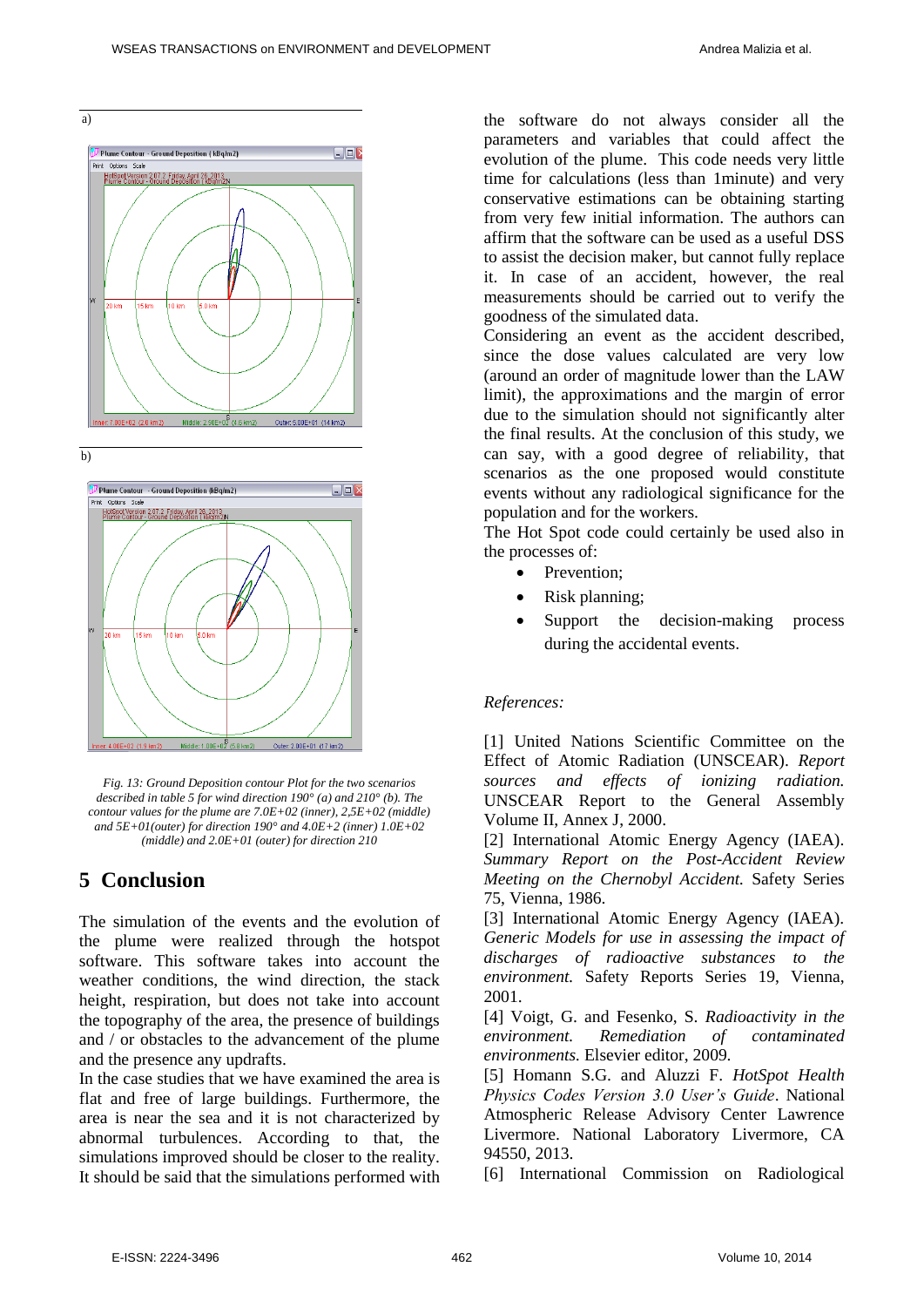a)

b)

*Fig. 13: Ground Deposition contour Plot for the two scenarios described in table 5 for wind direction 190° (a) and 210° (b). The contour values for the plume are 7.0E+02 (inner), 2,5E+02 (middle) and 5E+01(outer) for direction 190° and 4.0E+2 (inner) 1.0E+02 (middle) and 2.0E+01 (outer) for direction 210*

## 5 Conclusion

The simulation of the events and the evolution of the plume were realized through the hotspot software. This software takes into account the weather conditions, the wind direction, the stack height, respiration, but does not take into account the topography of the area, the presence of buildings and / or obstacles to the advancement of the plume and the presence any updrafts.

In the case studies that we have examined the area is flat and free of large buildings. Furthermore, the area is near the sea and it is not characterized by abnormal turbulences. According to that, the simulations improved should be closer to the reality. It should be said that the simulations performed with the software do not always consider all the parameters and variables that could affect the evolution of the plume. This code needs very little time for calculations (less than 1minute) and very conservative estimations can be obtaining starting from very few initial information. The authors can affirm that the software can be used as a useful DSS to assist the decision maker, but cannot fully replace it. In case of an accident, however, the real measurements should be carried out to verify the goodness of the simulated data.

Considering an event as the accident described, since the dose values calculated are very low (around an order of magnitude lower than the LAW limit), the approximations and the margin of error due to the simulation should not significantly alter the final results. At the conclusion of this study, we can say, with a good degree of reliability, that scenarios as the one proposed would constitute events without any radiological significance for the population and for the workers.

The Hot Spot code could certainly be used also in the processes of:

- Prevention;
- Risk planning;
- Support the decision-making process during the accidental events.

*References:*

[1] United Nations Scientific Committee on the Effect of Atomic Radiation (UNSCEAR). *Report sources and effects of ionizing radiation.* UNSCEAR Report to the General Assembly Volume II, Annex J, 2000.

[2] International Atomic Energy Agency (IAEA). *Summary Report on the Post-Accident Review Meeting on the Chernobyl Accident.* Safety Series 75, Vienna, 1986.

[3] International Atomic Energy Agency (IAEA). *Generic Models for use in assessing the impact of discharges of radioactive substances to the environment.* Safety Reports Series 19, Vienna, 2001.

[4] Voigt, G. and Fesenko, S. *Radioactivity in the environment. Remediation of contaminated environments.* Elsevier editor, 2009.

[5] Homann S.G. and Aluzzi F. *HotSpot Health Physics Codes Version 3.0 User's Guide*. National Atmospheric Release Advisory Center Lawrence Livermore. National Laboratory Livermore, CA 94550, 2013.

[6] International Commission on Radiological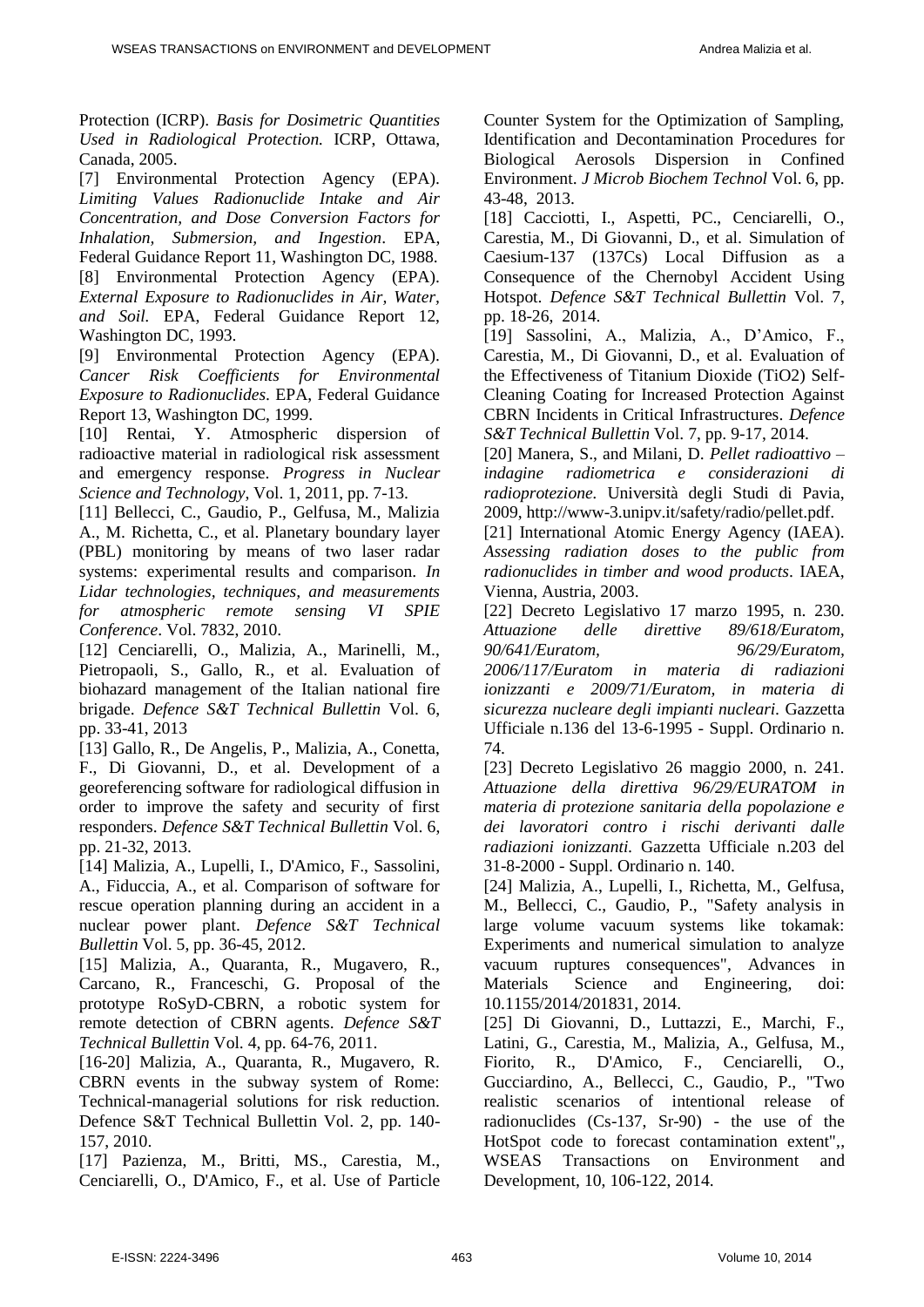Protection (ICRP). *Basis for Dosimetric Quantities Used in Radiological Protection.* ICRP, Ottawa, Canada, 2005.

[7] Environmental Protection Agency (EPA). *Limiting Values Radionuclide Intake and Air Concentration, and Dose Conversion Factors for Inhalation, Submersion, and Ingestion*. EPA, Federal Guidance Report 11, Washington DC, 1988.

[8] Environmental Protection Agency (EPA). *External Exposure to Radionuclides in Air, Water, and Soil.* EPA, Federal Guidance Report 12, Washington DC, 1993.

[9] Environmental Protection Agency (EPA). *Cancer Risk Coefficients for Environmental Exposure to Radionuclides*. EPA, Federal Guidance Report 13, Washington DC, 1999.

[10] Rentai, Y. Atmospheric dispersion of radioactive material in radiological risk assessment and emergency response. *Progress in Nuclear Science and Technology*, Vol. 1, 2011, pp. 7-13.

[11] Bellecci, C., Gaudio, P., Gelfusa, M., Malizia A., M. Richetta, C., et al. Planetary boundary layer (PBL) monitoring by means of two laser radar systems: experimental results and comparison. *In Lidar technologies, techniques, and measurements for atmospheric remote sensing VI SPIE Conference*. Vol. 7832, 2010.

[12] Cenciarelli, O., Malizia, A., Marinelli, M., Pietropaoli, S., Gallo, R., et al. Evaluation of biohazard management of the Italian national fire brigade. *Defence S&T Technical Bullettin* Vol. 6, pp. 33-41, 2013

[13] Gallo, R., De Angelis, P., Malizia, A., Conetta, F., Di Giovanni, D., et al. Development of a georeferencing software for radiological diffusion in order to improve the safety and security of first responders. *Defence S&T Technical Bullettin* Vol. 6, pp. 21-32, 2013.

[14] Malizia, A., Lupelli, I., D'Amico, F., Sassolini, A., Fiduccia, A., et al. Comparison of software for rescue operation planning during an accident in a nuclear power plant. *Defence S&T Technical Bullettin* Vol. 5, pp. 36-45, 2012.

[15] Malizia, A., Quaranta, R., Mugavero, R., Carcano, R., Franceschi, G. Proposal of the prototype RoSyD-CBRN, a robotic system for remote detection of CBRN agents. *Defence S&T Technical Bullettin* Vol. 4, pp. 64-76, 2011.

[16-20] Malizia, A., Quaranta, R., Mugavero, R. CBRN events in the subway system of Rome: Technical-managerial solutions for risk reduction. Defence S&T Technical Bullettin Vol. 2, pp. 140-157, 2010.

[17] Pazienza, M., Britti, MS., Carestia, M., Cenciarelli, O., D'Amico, F., et al. Use of Particle Counter System for the Optimization of Sampling, Identification and Decontamination Procedures for Biological Aerosols Dispersion in Confined Environment. *J Microb Biochem Technol* Vol. 6, pp. 43-48, 2013.

[18] Cacciotti, I., Aspetti, PC., Cenciarelli, O., Carestia, M., Di Giovanni, D., et al. Simulation of Caesium-137 (137Cs) Local Diffusion as a Consequence of the Chernobyl Accident Using Hotspot. *Defence S&T Technical Bullettin* Vol. 7, pp. 18-26, 2014.

[19] Sassolini, A., Malizia, A., D'Amico, F., Carestia, M., Di Giovanni, D., et al. Evaluation of the Effectiveness of Titanium Dioxide (TiO2) Self-Cleaning Coating for Increased Protection Against CBRN Incidents in Critical Infrastructures. *Defence S&T Technical Bullettin* Vol. 7, pp. 9-17, 2014.

[20] Manera, S., and Milani, D. *Pellet radioattivo – indagine radiometrica e considerazioni di radioprotezione.* Università degli Studi di Pavia, 2009, http://www-3.unipv.it/safety/radio/pellet.pdf.

[21] International Atomic Energy Agency (IAEA). *Assessing radiation doses to the public from radionuclides in timber and wood products*. IAEA, Vienna, Austria, 2003.

[22] Decreto Legislativo 17 marzo 1995, n. 230. *Attuazione delle direttive 89/618/Euratom, 90/641/Euratom, 96/29/Euratom, 2006/117/Euratom in materia di radiazioni ionizzanti e 2009/71/Euratom, in materia di sicurezza nucleare degli impianti nucleari*. Gazzetta Ufficiale n.136 del 13-6-1995 - Suppl. Ordinario n. 74.

[23] Decreto Legislativo 26 maggio 2000, n. 241. *Attuazione della direttiva 96/29/EURATOM in materia di protezione sanitaria della popolazione e dei lavoratori contro i rischi derivanti dalle radiazioni ionizzanti.* Gazzetta Ufficiale n.203 del 31-8-2000 - Suppl. Ordinario n. 140.

[24] Malizia, A., Lupelli, I., Richetta, M., Gelfusa, M., Bellecci, C., Gaudio, P., "Safety analysis in large volume vacuum systems like tokamak: Experiments and numerical simulation to analyze vacuum ruptures consequences", Advances in Materials Science and Engineering, doi: 10.1155/2014/201831, 2014.

[25] Di Giovanni, D., Luttazzi, E., Marchi, F., Latini, G., Carestia, M., Malizia, A., Gelfusa, M., Fiorito, R., D'Amico, F., Cenciarelli, O., Gucciardino, A., Bellecci, C., Gaudio, P., "Two realistic scenarios of intentional release of radionuclides (Cs-137, Sr-90) - the use of the HotSpot code to forecast contamination extent",, WSEAS Transactions on Environment and Development, 10, 106-122, 2014.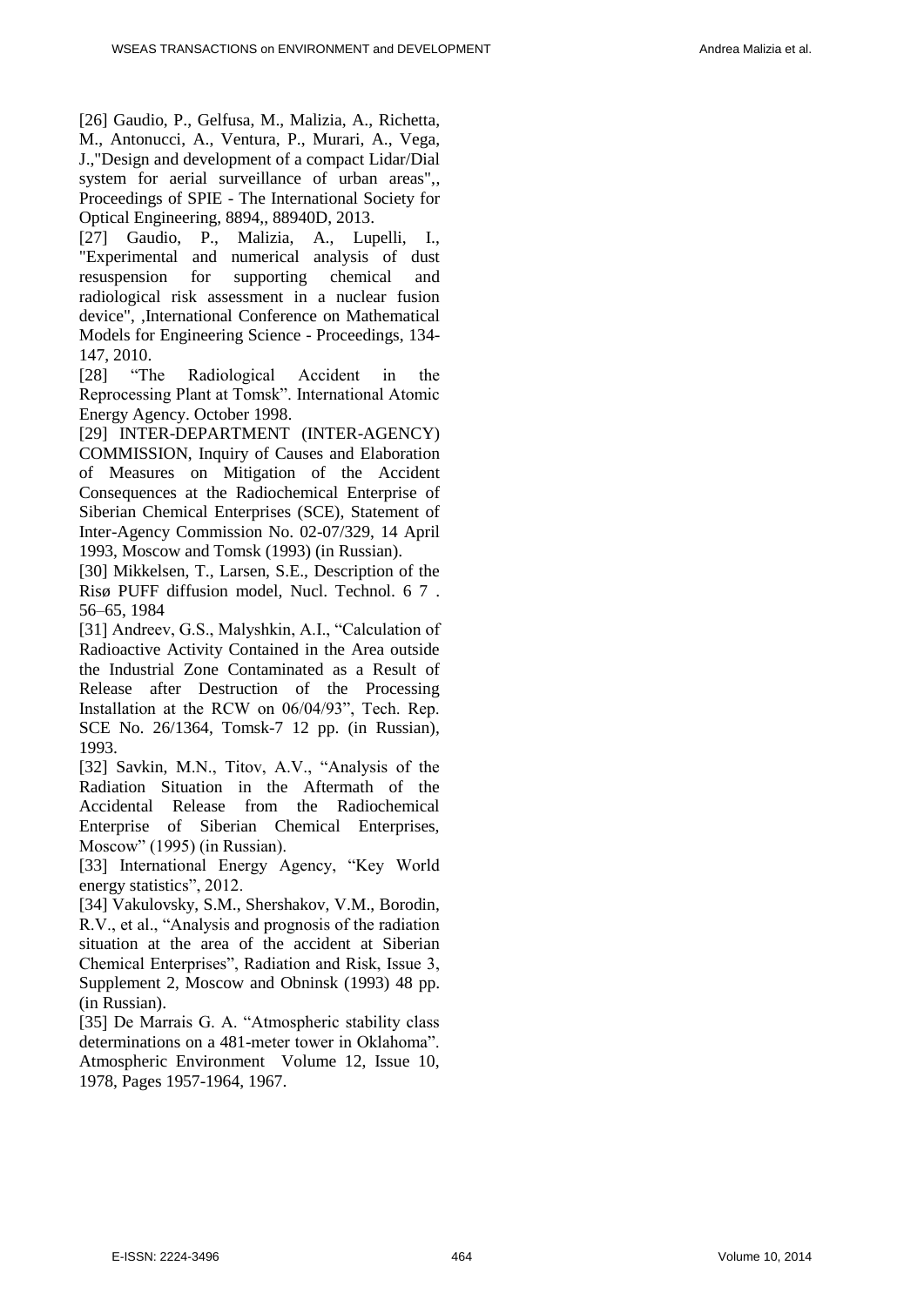[26] Gaudio, P., Gelfusa, M., Malizia, A., Richetta, M., Antonucci, A., Ventura, P., Murari, A., Vega, J.,"Design and development of a compact Lidar/Dial system for aerial surveillance of urban areas",, Proceedings of SPIE - The International Society for Optical Engineering, 8894,, 88940D, 2013.

[27] Gaudio, P., Malizia, A., Lupelli, I., "Experimental and numerical analysis of dust resuspension for supporting chemical and radiological risk assessment in a nuclear fusion device", ,International Conference on Mathematical Models for Engineering Science - Proceedings, 134-147, 2010.

[28] "The Radiological Accident in the Reprocessing Plant at Tomsk". International Atomic Energy Agency. October 1998.

[29] INTER-DEPARTMENT (INTER-AGENCY) COMMISSION, Inquiry of Causes and Elaboration of Measures on Mitigation of the Accident Consequences at the Radiochemical Enterprise of Siberian Chemical Enterprises (SCE), Statement of Inter-Agency Commission No. 02-07/329, 14 April 1993, Moscow and Tomsk (1993) (in Russian).

[30] Mikkelsen, T., Larsen, S.E., Description of the Risø PUFF diffusion model, Nucl. Technol. 6 7 . 56–65, 1984

[31] Andreev, G.S., Malyshkin, A.I., "Calculation of Radioactive Activity Contained in the Area outside the Industrial Zone Contaminated as a Result of Release after Destruction of the Processing Installation at the RCW on 06/04/93", Tech. Rep. SCE No. 26/1364, Tomsk-7 12 pp. (in Russian), 1993.

[32] Savkin, M.N., Titov, A.V., "Analysis of the Radiation Situation in the Aftermath of the Accidental Release from the Radiochemical Enterprise of Siberian Chemical Enterprises, Moscow" (1995) (in Russian).

[33] International Energy Agency, "Key World energy statistics", 2012.

[34] Vakulovsky, S.M., Shershakov, V.M., Borodin, R.V., et al., "Analysis and prognosis of the radiation situation at the area of the accident at Siberian Chemical Enterprises", Radiation and Risk, Issue 3, Supplement 2, Moscow and Obninsk (1993) 48 pp. (in Russian).

[35] De Marrais G. A. "Atmospheric stability class determinations on a 481-meter tower in Oklahoma". Atmospheric Environment Volume 12, Issue 10, 1978, Pages 1957-1964, 1967.